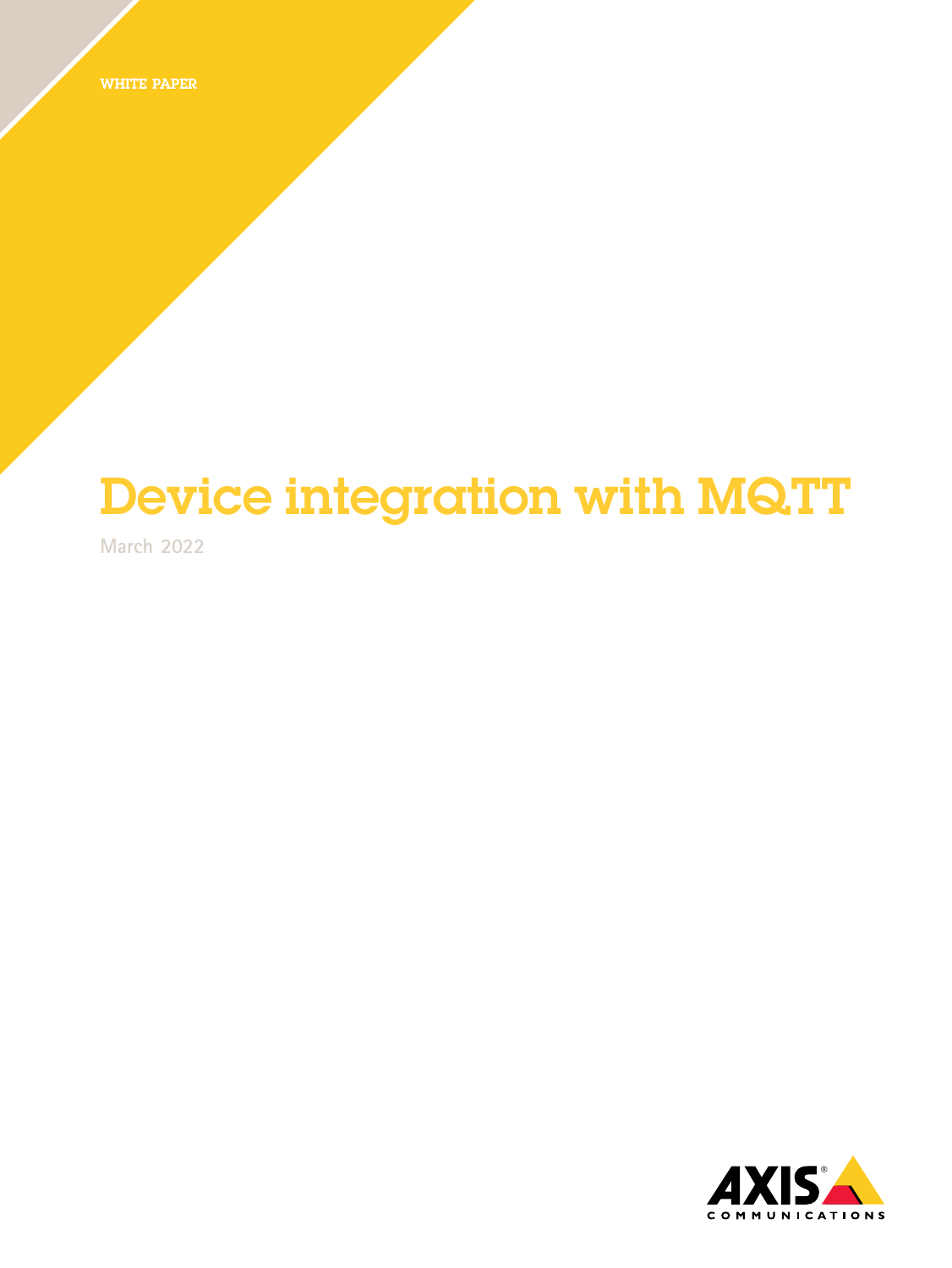WHITE PAPER

# Device integration with MQTT

March 2022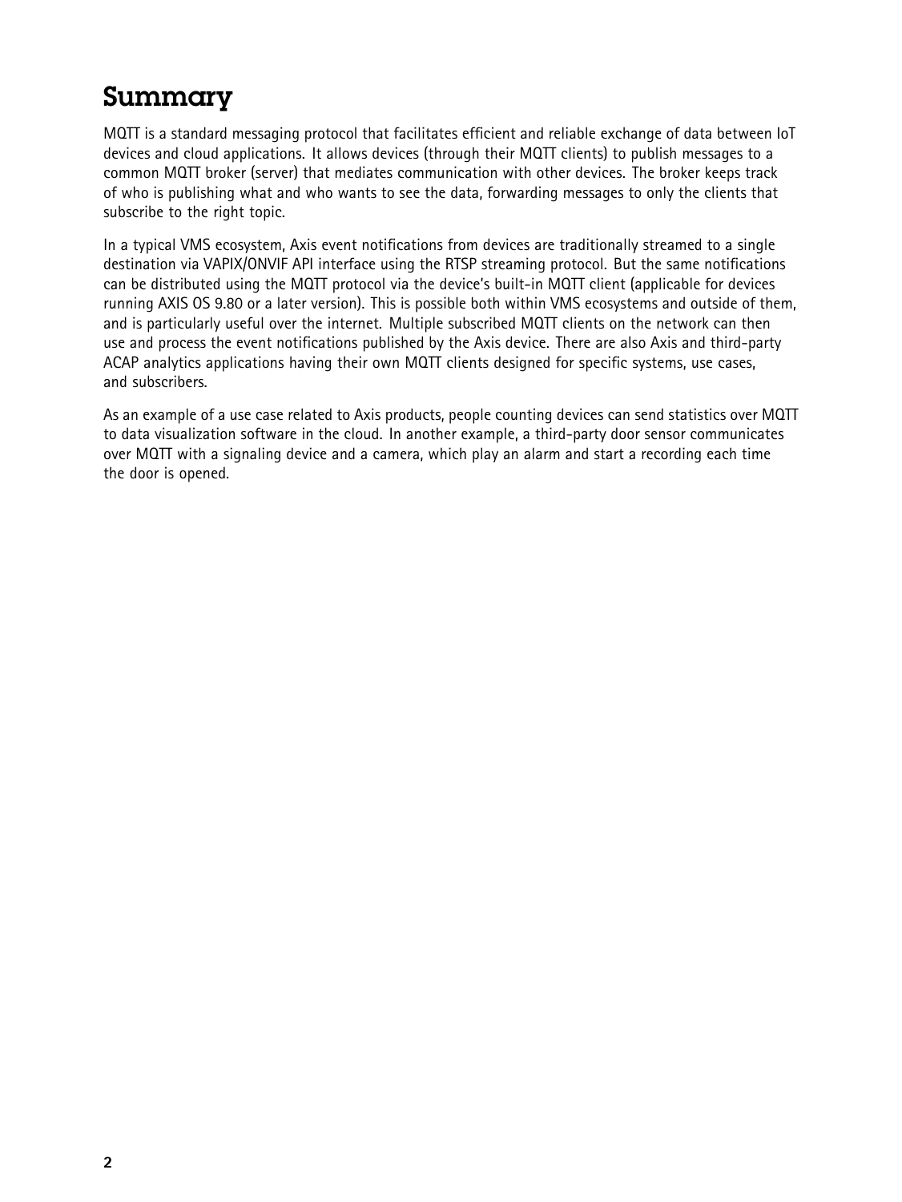# Summary

MQTT is a standard messaging protocol that facilitates efficient and reliable exchange of data between IoT devices and cloud applications. It allows devices (through their MQTT clients) to publish messages to a common MQTT broker (server) that mediates communication with other devices. The broker keeps track of who is publishing what and who wants to see the data, forwarding messages to only the clients that subscribe to the right topic.

In a typical VMS ecosystem, Axis event notifications from devices are traditionally streamed to a single destination via VAPIX/ONVIF API interface using the RTSP streaming protocol. But the same notifications can be distributed using the MQTT protocol via the device's built-in MQTT client (applicable for devices running AXIS OS 9.80 or a later version). This is possible both within VMS ecosystems and outside of them, and is particularly useful over the internet. Multiple subscribed MQTT clients on the network can then use and process the event notifications published by the Axis device. There are also Axis and third-party ACAP analytics applications having their own MQTT clients designed for specific systems, use cases, and subscribers.

As an example of a use case related to Axis products, people counting devices can send statistics over MQTT to data visualization software in the cloud. In another example, a third-party door sensor communicates over MQTT with a signaling device and a camera, which play an alarm and start a recording each time the door is opened.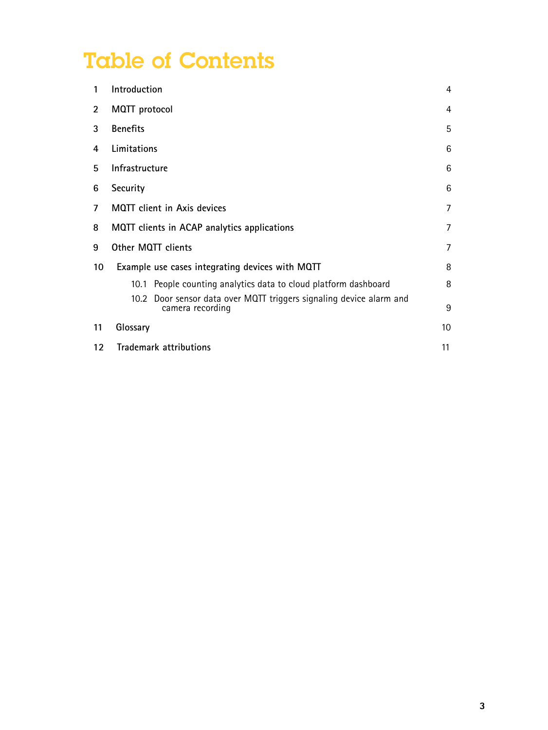# Table of Contents

| | | |
|---|---|---|
| 1 | Introduction | 4 |
| 2 | MQTT protocol | 4 |
| 3 | Benefits | 5 |
| 4 | Limitations | 6 |
| 5 | Infrastructure | 6 |
| 6 | Security | 6 |
| 7 | MQTT client in Axis devices | 7 |
| 8 | MQTT clients in ACAP analytics applications | 7 |
| 9 | Other MQTT clients | 7 |
| 10 | Example use cases integrating devices with MQTT | 8 |
| | 10.1 People counting analytics data to cloud platform dashboard | 8 |
| | 10.2 Door sensor data over MQTT triggers signaling device alarm and camera recording | 9 |
| 11 | Glossary | 10 |
| 12 | Trademark attributions | 11 |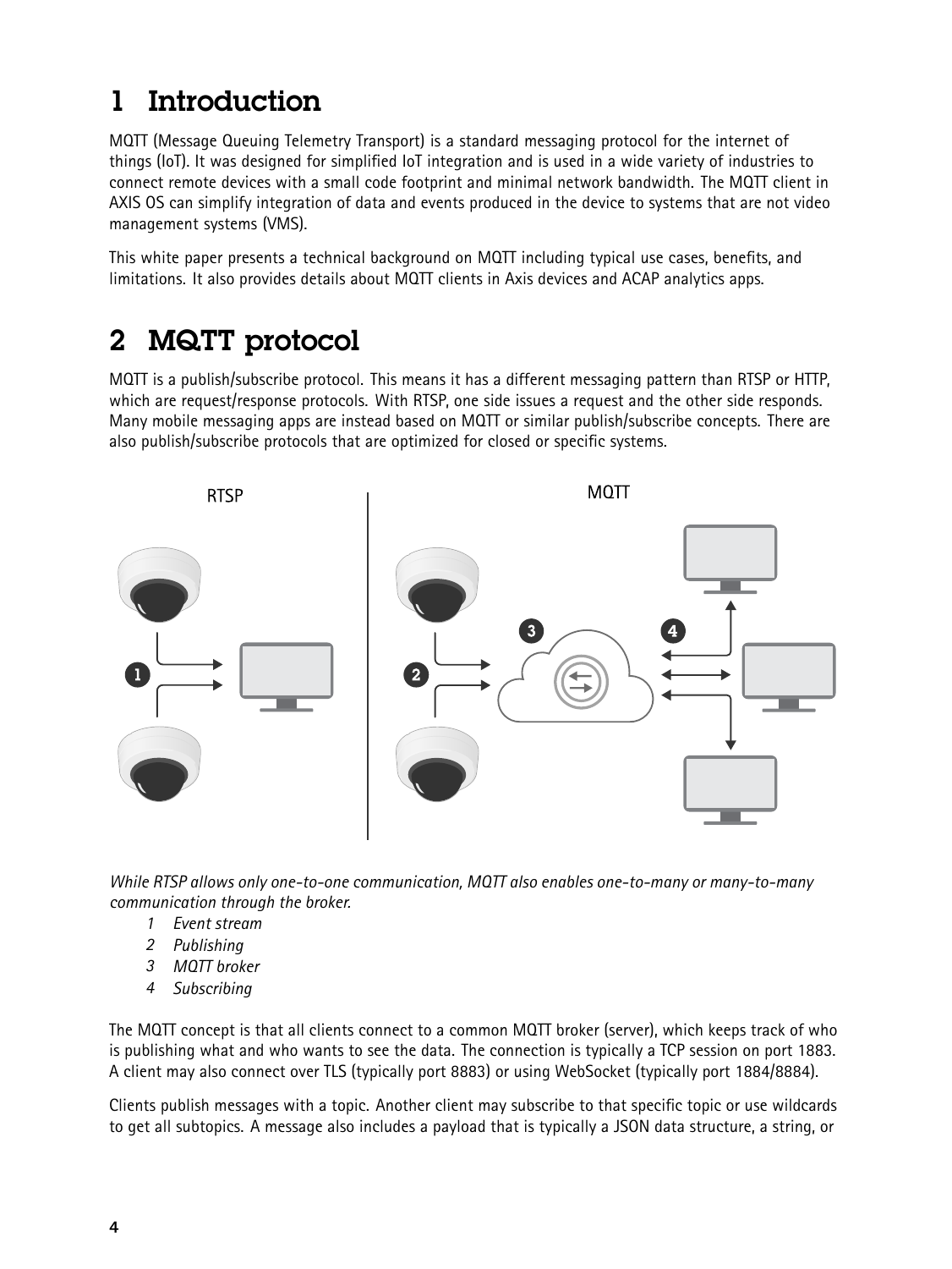# 1 Introduction

MQTT (Message Queuing Telemetry Transport) is a standard messaging protocol for the internet of things (IoT). It was designed for simplified IoT integration and is used in a wide variety of industries to connect remote devices with a small code footprint and minimal network bandwidth. The MQTT client in AXIS OS can simplify integration of data and events produced in the device to systems that are not video management systems (VMS).

This white paper presents a technical background on MQTT including typical use cases, benefits, and limitations. It also provides details about MQTT clients in Axis devices and ACAP analytics apps.

# 2 MQTT protocol

MQTT is a publish/subscribe protocol. This means it has a different messaging pattern than RTSP or HTTP, which are request/response protocols. With RTSP, one side issues a request and the other side responds. Many mobile messaging apps are instead based on MQTT or similar publish/subscribe concepts. There are also publish/subscribe protocols that are optimized for closed or specific systems.

*While RTSP allows only one-to-one communication, MQTT also enables one-to-many or many-to-many communication through the broker.*

1. *Event stream*
2. *Publishing*
3. *MQTT broker*
4. *Subscribing*

The MQTT concept is that all clients connect to a common MQTT broker (server), which keeps track of who is publishing what and who wants to see the data. The connection is typically a TCP session on port 1883. A client may also connect over TLS (typically port 8883) or using WebSocket (typically port 1884/8884).

Clients publish messages with a topic. Another client may subscribe to that specific topic or use wildcards to get all subtopics. A message also includes a payload that is typically a JSON data structure, a string, or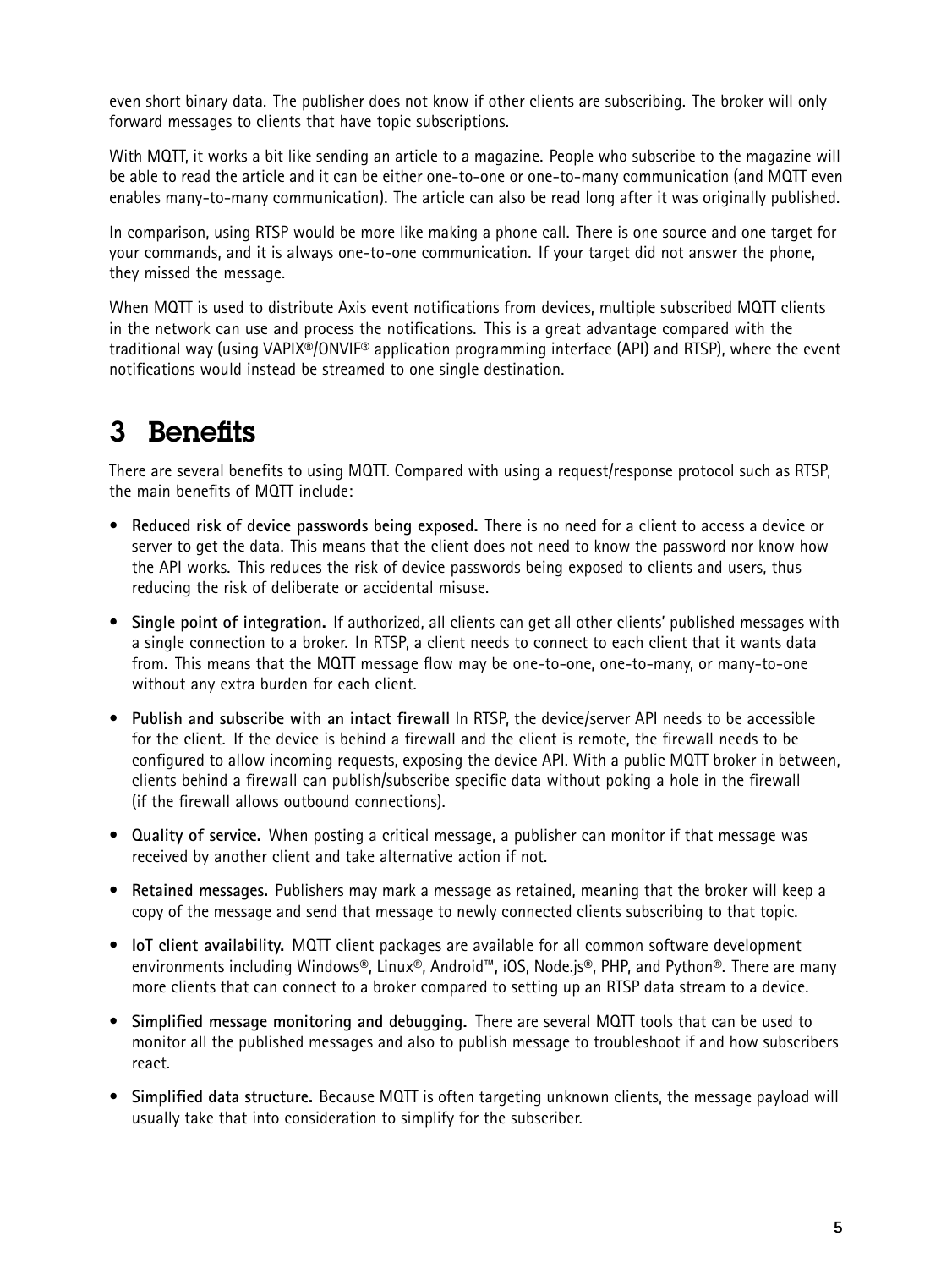even short binary data. The publisher does not know if other clients are subscribing. The broker will only forward messages to clients that have topic subscriptions.

With MQTT, it works a bit like sending an article to a magazine. People who subscribe to the magazine will be able to read the article and it can be either one-to-one or one-to-many communication (and MQTT even enables many-to-many communication). The article can also be read long after it was originally published.

In comparison, using RTSP would be more like making a phone call. There is one source and one target for your commands, and it is always one-to-one communication. If your target did not answer the phone, they missed the message.

When MQTT is used to distribute Axis event notifications from devices, multiple subscribed MQTT clients in the network can use and process the notifications. This is a great advantage compared with the traditional way (using VAPIX®/ONVIF® application programming interface (API) and RTSP), where the event notifications would instead be streamed to one single destination.

# 3 Benefits

There are several benefits to using MQTT. Compared with using a request/response protocol such as RTSP, the main benefits of MQTT include:

- **Reduced risk of device passwords being exposed.** There is no need for a client to access a device or server to get the data. This means that the client does not need to know the password nor know how the API works. This reduces the risk of device passwords being exposed to clients and users, thus reducing the risk of deliberate or accidental misuse.
- **Single point of integration.** If authorized, all clients can get all other clients' published messages with a single connection to a broker. In RTSP, a client needs to connect to each client that it wants data from. This means that the MQTT message flow may be one-to-one, one-to-many, or many-to-one without any extra burden for each client.
- **Publish and subscribe with an intact firewall** In RTSP, the device/server API needs to be accessible for the client. If the device is behind a firewall and the client is remote, the firewall needs to be configured to allow incoming requests, exposing the device API. With a public MQTT broker in between, clients behind a firewall can publish/subscribe specific data without poking a hole in the firewall (if the firewall allows outbound connections).
- **Quality of service.** When posting a critical message, a publisher can monitor if that message was received by another client and take alternative action if not.
- **Retained messages.** Publishers may mark a message as retained, meaning that the broker will keep a copy of the message and send that message to newly connected clients subscribing to that topic.
- **IoT client availability.** MQTT client packages are available for all common software development environments including Windows®, Linux®, Android™, iOS, Node.js®, PHP, and Python®. There are many more clients that can connect to a broker compared to setting up an RTSP data stream to a device.
- **Simplified message monitoring and debugging.** There are several MQTT tools that can be used to monitor all the published messages and also to publish message to troubleshoot if and how subscribers react.
- **Simplified data structure.** Because MQTT is often targeting unknown clients, the message payload will usually take that into consideration to simplify for the subscriber.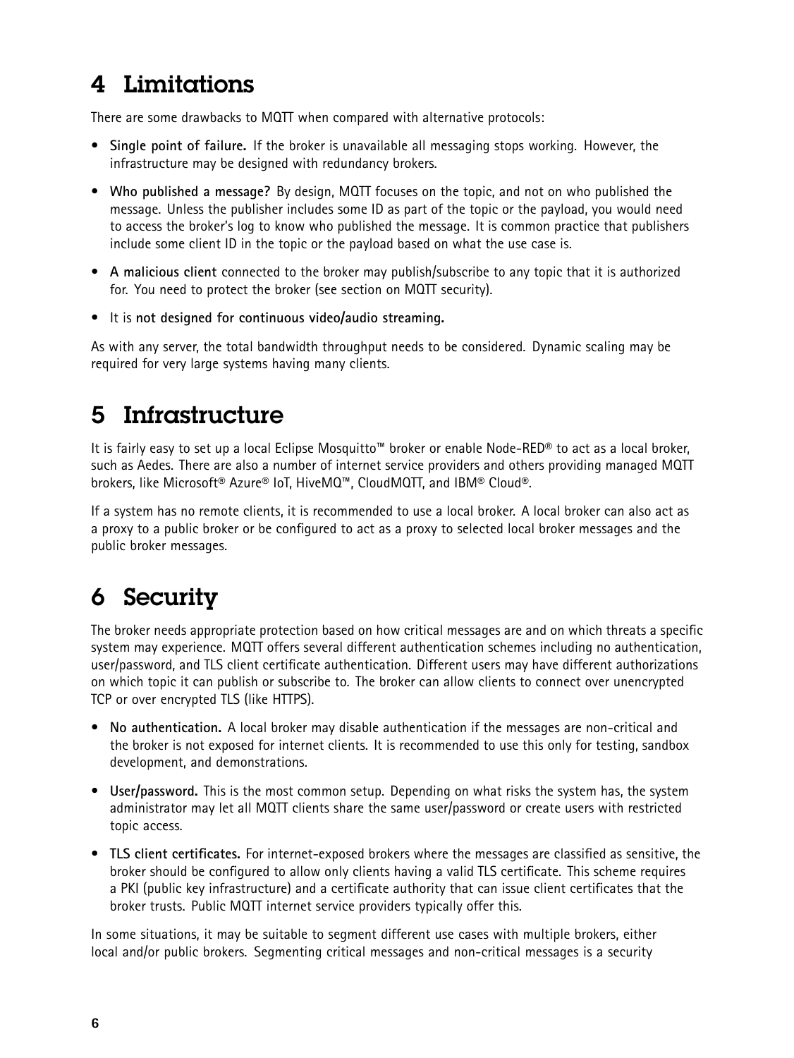# 4 Limitations

There are some drawbacks to MQTT when compared with alternative protocols:

- **Single point of failure.** If the broker is unavailable all messaging stops working. However, the infrastructure may be designed with redundancy brokers.
- **Who published a message?** By design, MQTT focuses on the topic, and not on who published the message. Unless the publisher includes some ID as part of the topic or the payload, you would need to access the broker's log to know who published the message. It is common practice that publishers include some client ID in the topic or the payload based on what the use case is.
- **A malicious client** connected to the broker may publish/subscribe to any topic that it is authorized for. You need to protect the broker (see section on MQTT security).
- It is **not designed for continuous video/audio streaming.**

As with any server, the total bandwidth throughput needs to be considered. Dynamic scaling may be required for very large systems having many clients.

# 5 Infrastructure

It is fairly easy to set up a local Eclipse Mosquitto™ broker or enable Node-RED® to act as a local broker, such as Aedes. There are also a number of internet service providers and others providing managed MQTT brokers, like Microsoft® Azure® IoT, HiveMQ™, CloudMQTT, and IBM® Cloud®.

If a system has no remote clients, it is recommended to use a local broker. A local broker can also act as a proxy to a public broker or be configured to act as a proxy to selected local broker messages and the public broker messages.

# 6 Security

The broker needs appropriate protection based on how critical messages are and on which threats a specific system may experience. MQTT offers several different authentication schemes including no authentication, user/password, and TLS client certificate authentication. Different users may have different authorizations on which topic it can publish or subscribe to. The broker can allow clients to connect over unencrypted TCP or over encrypted TLS (like HTTPS).

- **No authentication.** A local broker may disable authentication if the messages are non-critical and the broker is not exposed for internet clients. It is recommended to use this only for testing, sandbox development, and demonstrations.
- **User/password.** This is the most common setup. Depending on what risks the system has, the system administrator may let all MQTT clients share the same user/password or create users with restricted topic access.
- **TLS client certificates.** For internet-exposed brokers where the messages are classified as sensitive, the broker should be configured to allow only clients having a valid TLS certificate. This scheme requires a PKI (public key infrastructure) and a certificate authority that can issue client certificates that the broker trusts. Public MQTT internet service providers typically offer this.

In some situations, it may be suitable to segment different use cases with multiple brokers, either local and/or public brokers. Segmenting critical messages and non-critical messages is a security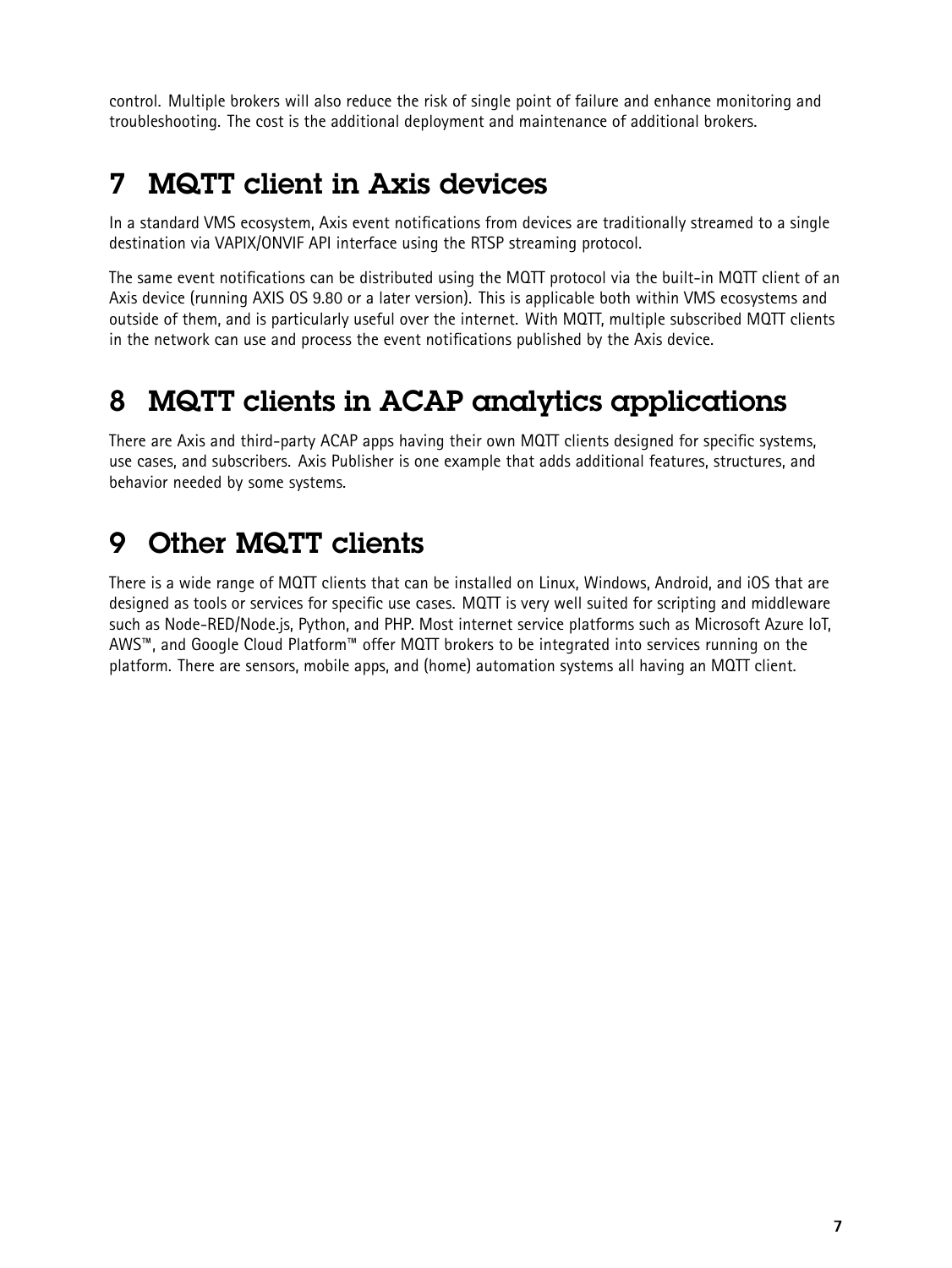control. Multiple brokers will also reduce the risk of single point of failure and enhance monitoring and troubleshooting. The cost is the additional deployment and maintenance of additional brokers.

# 7 MQTT client in Axis devices

In a standard VMS ecosystem, Axis event notifications from devices are traditionally streamed to a single destination via VAPIX/ONVIF API interface using the RTSP streaming protocol.

The same event notifications can be distributed using the MQTT protocol via the built-in MQTT client of an Axis device (running AXIS OS 9.80 or a later version). This is applicable both within VMS ecosystems and outside of them, and is particularly useful over the internet. With MQTT, multiple subscribed MQTT clients in the network can use and process the event notifications published by the Axis device.

# 8 MQTT clients in ACAP analytics applications

There are Axis and third-party ACAP apps having their own MQTT clients designed for specific systems, use cases, and subscribers. Axis Publisher is one example that adds additional features, structures, and behavior needed by some systems.

# 9 Other MQTT clients

There is a wide range of MQTT clients that can be installed on Linux, Windows, Android, and iOS that are designed as tools or services for specific use cases. MQTT is very well suited for scripting and middleware such as Node-RED/Node.js, Python, and PHP. Most internet service platforms such as Microsoft Azure IoT, AWS™, and Google Cloud Platform™ offer MQTT brokers to be integrated into services running on the platform. There are sensors, mobile apps, and (home) automation systems all having an MQTT client.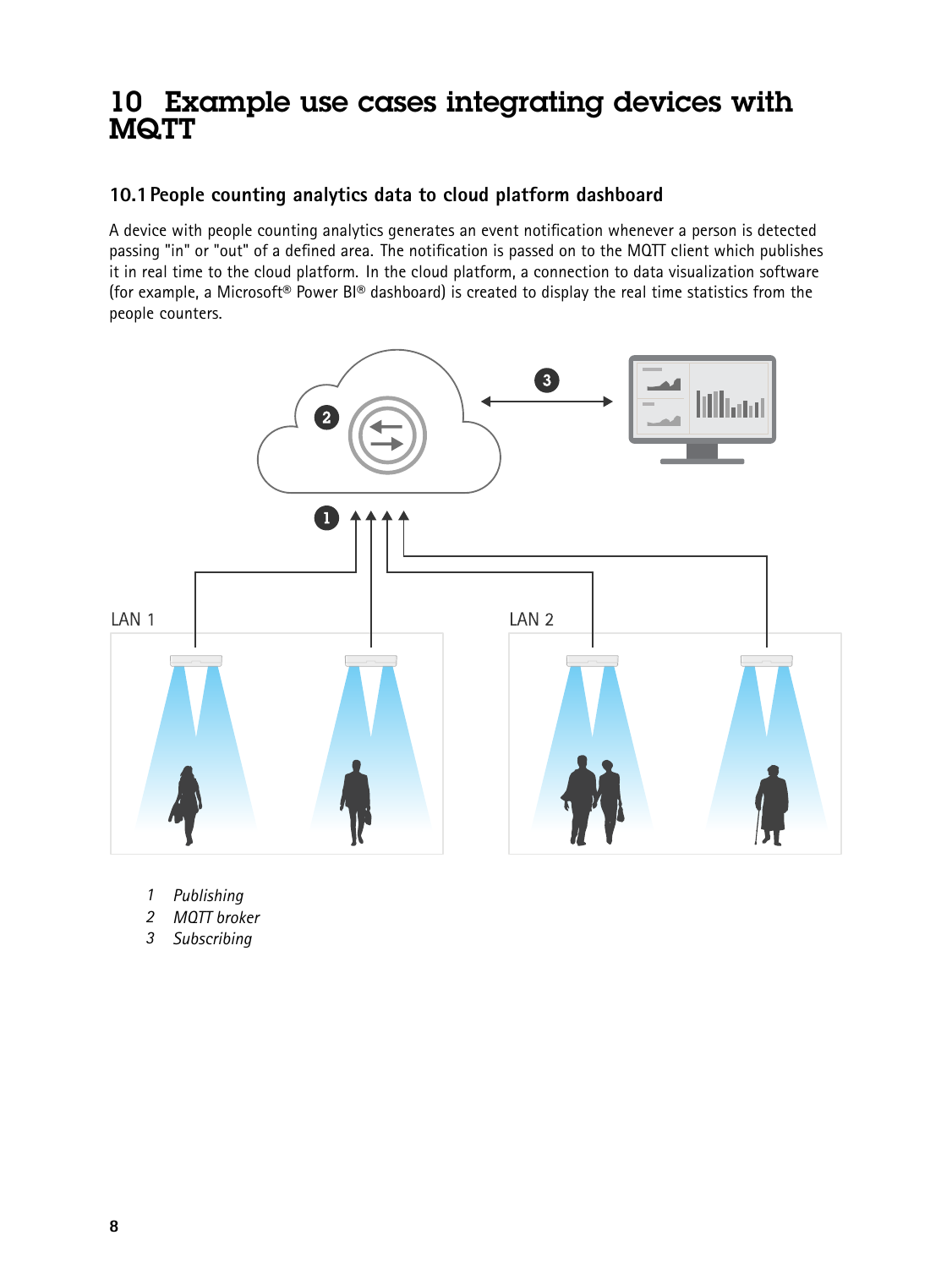# 10 Example use cases integrating devices with MQTT

## 10.1 People counting analytics data to cloud platform dashboard

A device with people counting analytics generates an event notification whenever a person is detected passing "in" or "out" of a defined area. The notification is passed on to the MQTT client which publishes it in real time to the cloud platform. In the cloud platform, a connection to data visualization software (for example, a Microsoft® Power BI® dashboard) is created to display the real time statistics from the people counters.

LAN 1

LAN 2

1 *Publishing*
2 *MQTT broker*
3 *Subscribing*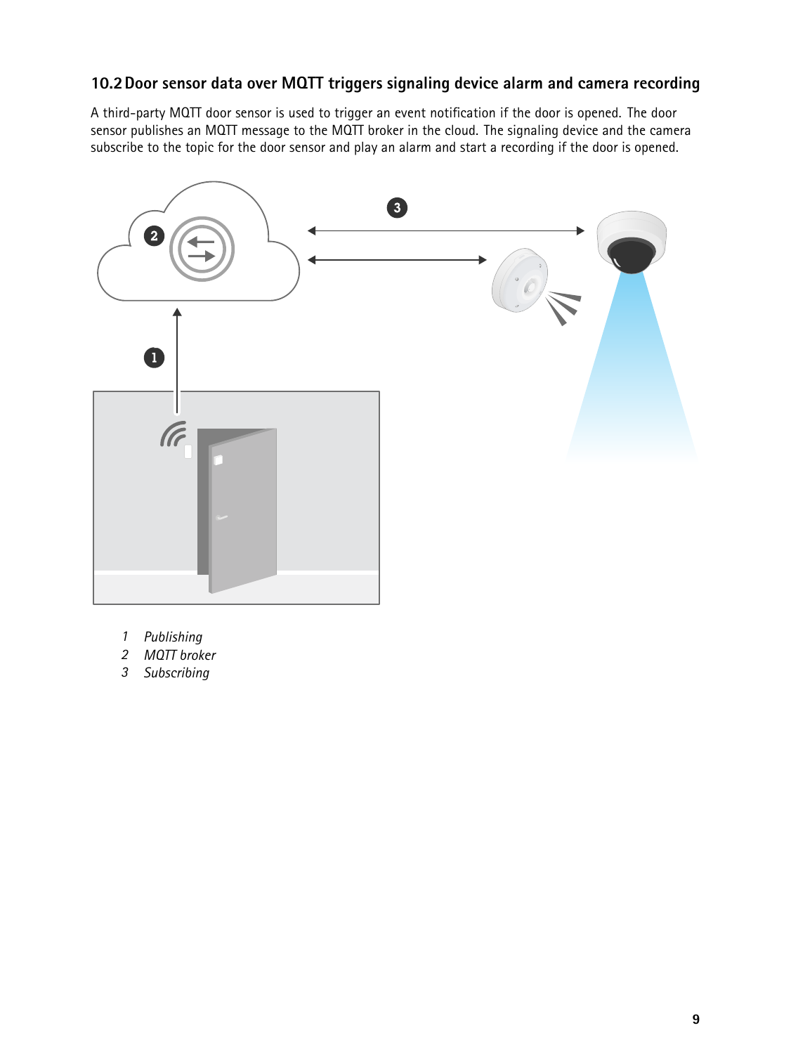## 10.2 Door sensor data over MQTT triggers signaling device alarm and camera recording

A third-party MQTT door sensor is used to trigger an event notification if the door is opened. The door sensor publishes an MQTT message to the MQTT broker in the cloud. The signaling device and the camera subscribe to the topic for the door sensor and play an alarm and start a recording if the door is opened.

1. *Publishing*
2. *MQTT broker*
3. *Subscribing*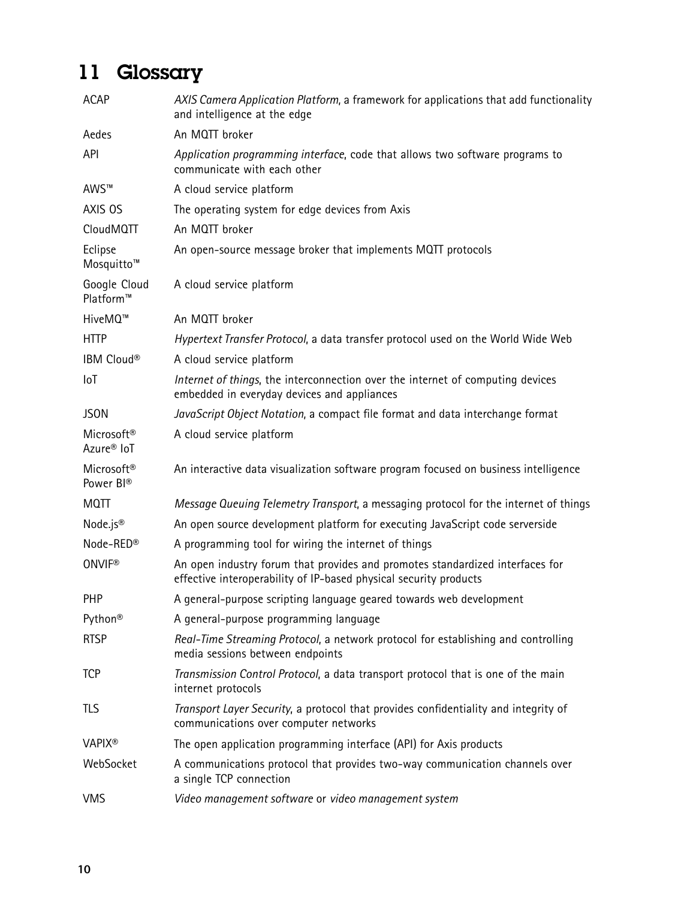# 11 Glossary

| | |
|---|---|
| ACAP | *AXIS Camera Application Platform*, a framework for applications that add functionality and intelligence at the edge |
| Aedes | An MQTT broker |
| API | *Application programming interface*, code that allows two software programs to communicate with each other |
| AWS™ | A cloud service platform |
| AXIS OS | The operating system for edge devices from Axis |
| CloudMQTT | An MQTT broker |
| Eclipse Mosquitto™ | An open-source message broker that implements MQTT protocols |
| Google Cloud Platform™ | A cloud service platform |
| HiveMQ™ | An MQTT broker |
| HTTP | *Hypertext Transfer Protocol*, a data transfer protocol used on the World Wide Web |
| IBM Cloud® | A cloud service platform |
| IoT | *Internet of things*, the interconnection over the internet of computing devices embedded in everyday devices and appliances |
| JSON | *JavaScript Object Notation*, a compact file format and data interchange format |
| Microsoft® Azure® IoT | A cloud service platform |
| Microsoft® Power BI® | An interactive data visualization software program focused on business intelligence |
| MQTT | *Message Queuing Telemetry Transport*, a messaging protocol for the internet of things |
| Node.js® | An open source development platform for executing JavaScript code serverside |
| Node-RED® | A programming tool for wiring the internet of things |
| ONVIF® | An open industry forum that provides and promotes standardized interfaces for effective interoperability of IP-based physical security products |
| PHP | A general-purpose scripting language geared towards web development |
| Python® | A general-purpose programming language |
| RTSP | *Real-Time Streaming Protocol*, a network protocol for establishing and controlling media sessions between endpoints |
| TCP | *Transmission Control Protocol*, a data transport protocol that is one of the main internet protocols |
| TLS | *Transport Layer Security*, a protocol that provides confidentiality and integrity of communications over computer networks |
| VAPIX® | The open application programming interface (API) for Axis products |
| WebSocket | A communications protocol that provides two-way communication channels over a single TCP connection |
| VMS | *Video management software* or *video management system* |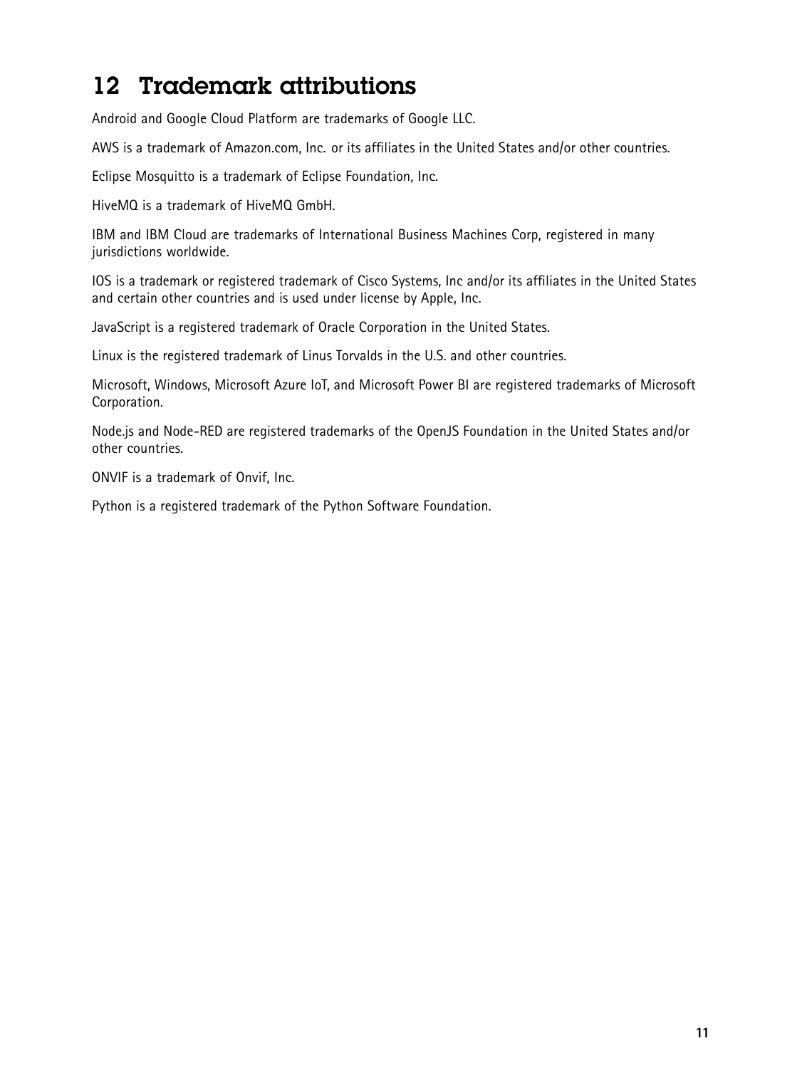# 12 Trademark attributions

Android and Google Cloud Platform are trademarks of Google LLC.

AWS is a trademark of Amazon.com, Inc. or its affiliates in the United States and/or other countries.

Eclipse Mosquitto is a trademark of Eclipse Foundation, Inc.

HiveMQ is a trademark of HiveMQ GmbH.

IBM and IBM Cloud are trademarks of International Business Machines Corp, registered in many jurisdictions worldwide.

IOS is a trademark or registered trademark of Cisco Systems, Inc and/or its affiliates in the United States and certain other countries and is used under license by Apple, Inc.

JavaScript is a registered trademark of Oracle Corporation in the United States.

Linux is the registered trademark of Linus Torvalds in the U.S. and other countries.

Microsoft, Windows, Microsoft Azure IoT, and Microsoft Power BI are registered trademarks of Microsoft Corporation.

Node.js and Node-RED are registered trademarks of the OpenJS Foundation in the United States and/or other countries.

ONVIF is a trademark of Onvif, Inc.

Python is a registered trademark of the Python Software Foundation.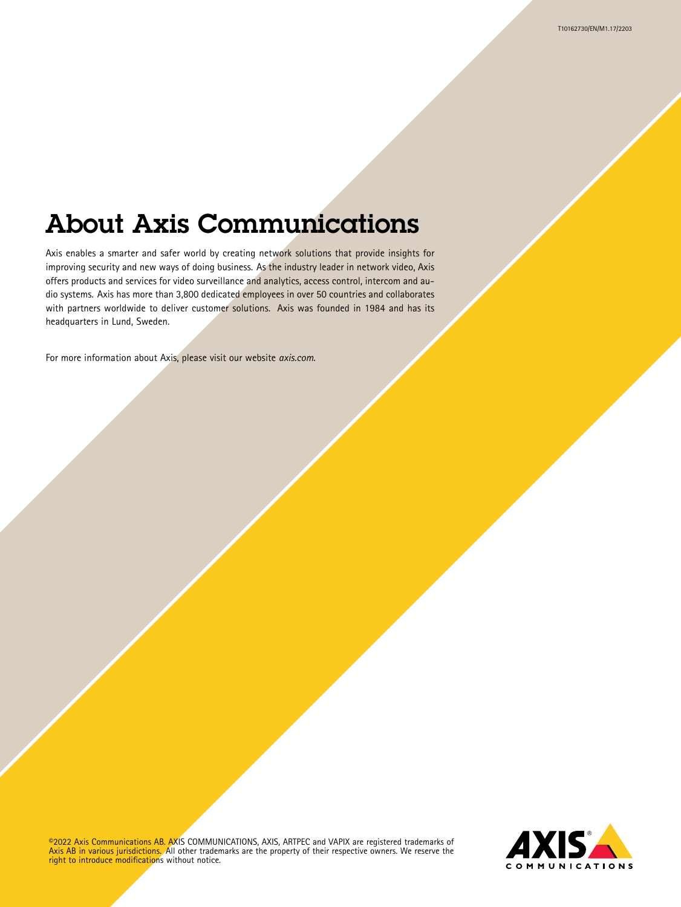T10162730/EN/M1.17/2203

# About Axis Communications

Axis enables a smarter and safer world by creating network solutions that provide insights for improving security and new ways of doing business. As the industry leader in network video, Axis offers products and services for video surveillance and analytics, access control, intercom and audio systems. Axis has more than 3,800 dedicated employees in over 50 countries and collaborates with partners worldwide to deliver customer solutions. Axis was founded in 1984 and has its headquarters in Lund, Sweden.

For more information about Axis, please visit our website *axis.com*.

©2022 Axis Communications AB. AXIS COMMUNICATIONS, AXIS, ARTPEC and VAPIX are registered trademarks of Axis AB in various jurisdictions. All other trademarks are the property of their respective owners. We reserve the right to introduce modifications without notice.

AXIS® COMMUNICATIONS